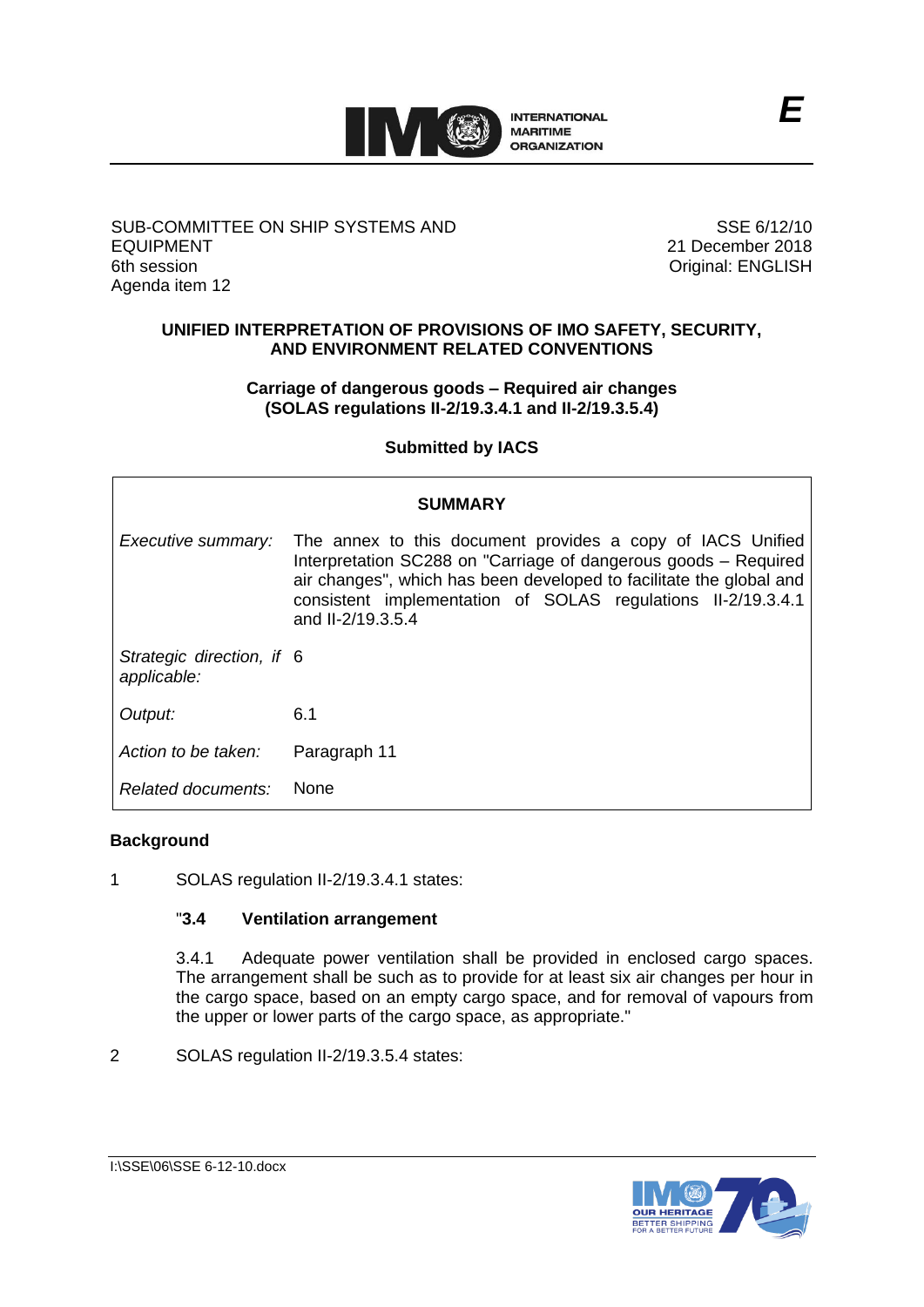SUB-COMMITTEE ON SHIP SYSTEMS AND EQUIPMENT
6th session
Agenda item 12

SSE 6/12/10
21 December 2018
Original: ENGLISH

**UNIFIED INTERPRETATION OF PROVISIONS OF IMO SAFETY, SECURITY, AND ENVIRONMENT RELATED CONVENTIONS**

**Carriage of dangerous goods – Required air changes (SOLAS regulations II-2/19.3.4.1 and II-2/19.3.5.4)**

**Submitted by IACS**

| **SUMMARY** | |
|---|---|
| *Executive summary:* | The annex to this document provides a copy of IACS Unified Interpretation SC288 on "Carriage of dangerous goods – Required air changes", which has been developed to facilitate the global and consistent implementation of SOLAS regulations II-2/19.3.4.1 and II-2/19.3.5.4 |
| *Strategic direction, if applicable:* | 6 |
| *Output:* | 6.1 |
| *Action to be taken:* | Paragraph 11 |
| *Related documents:* | None |

## Background

1 SOLAS regulation II-2/19.3.4.1 states:

"**3.4 Ventilation arrangement**

3.4.1 Adequate power ventilation shall be provided in enclosed cargo spaces. The arrangement shall be such as to provide for at least six air changes per hour in the cargo space, based on an empty cargo space, and for removal of vapours from the upper or lower parts of the cargo space, as appropriate."

2 SOLAS regulation II-2/19.3.5.4 states: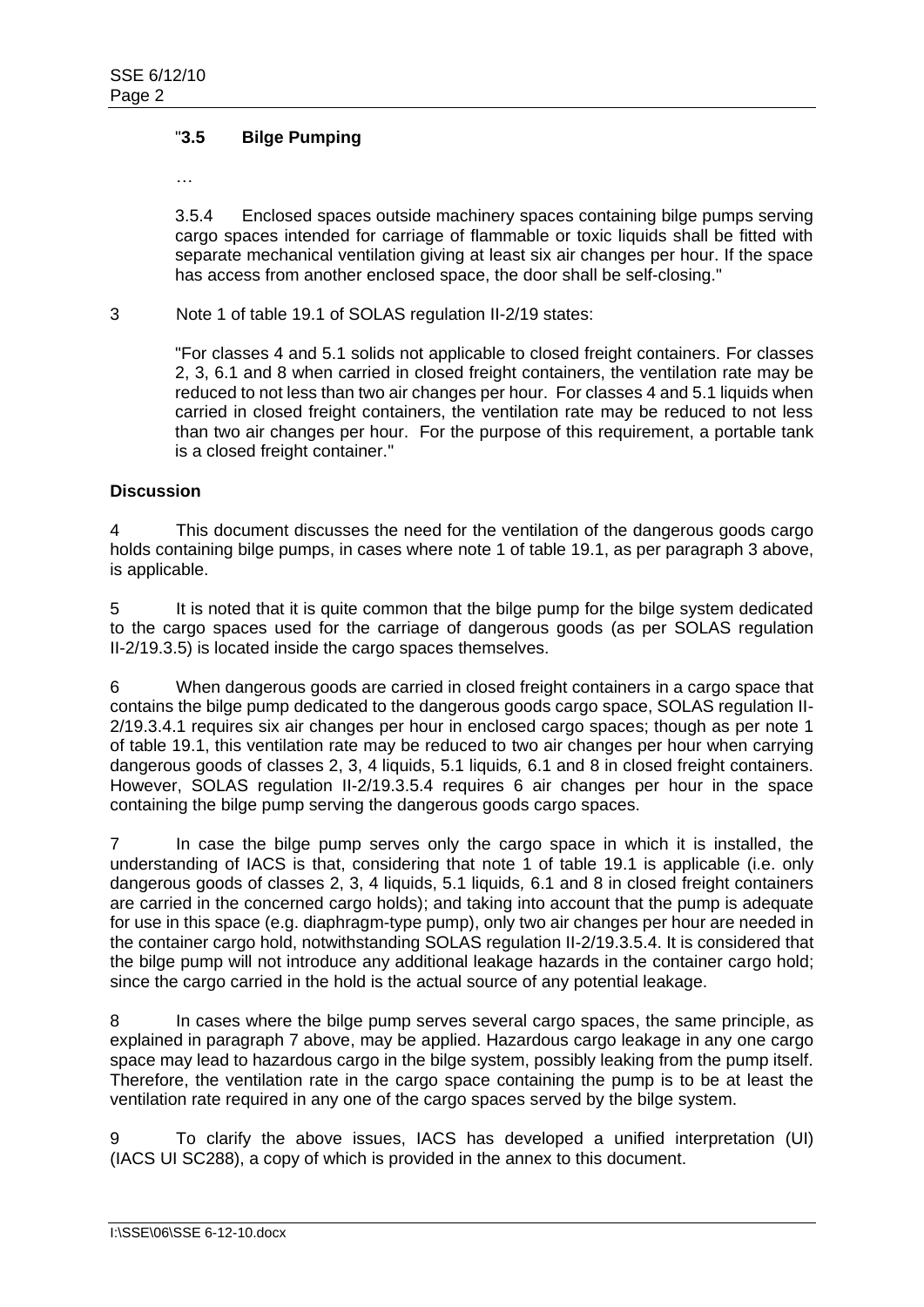"**3.5 Bilge Pumping**

…

3.5.4 Enclosed spaces outside machinery spaces containing bilge pumps serving cargo spaces intended for carriage of flammable or toxic liquids shall be fitted with separate mechanical ventilation giving at least six air changes per hour. If the space has access from another enclosed space, the door shall be self-closing."

3 Note 1 of table 19.1 of SOLAS regulation II-2/19 states:

"For classes 4 and 5.1 solids not applicable to closed freight containers. For classes 2, 3, 6.1 and 8 when carried in closed freight containers, the ventilation rate may be reduced to not less than two air changes per hour. For classes 4 and 5.1 liquids when carried in closed freight containers, the ventilation rate may be reduced to not less than two air changes per hour. For the purpose of this requirement, a portable tank is a closed freight container."

**Discussion**

4 This document discusses the need for the ventilation of the dangerous goods cargo holds containing bilge pumps, in cases where note 1 of table 19.1, as per paragraph 3 above, is applicable.

5 It is noted that it is quite common that the bilge pump for the bilge system dedicated to the cargo spaces used for the carriage of dangerous goods (as per SOLAS regulation II-2/19.3.5) is located inside the cargo spaces themselves.

6 When dangerous goods are carried in closed freight containers in a cargo space that contains the bilge pump dedicated to the dangerous goods cargo space, SOLAS regulation II-2/19.3.4.1 requires six air changes per hour in enclosed cargo spaces; though as per note 1 of table 19.1, this ventilation rate may be reduced to two air changes per hour when carrying dangerous goods of classes 2, 3, 4 liquids, 5.1 liquids, 6.1 and 8 in closed freight containers. However, SOLAS regulation II-2/19.3.5.4 requires 6 air changes per hour in the space containing the bilge pump serving the dangerous goods cargo spaces.

7 In case the bilge pump serves only the cargo space in which it is installed, the understanding of IACS is that, considering that note 1 of table 19.1 is applicable (i.e. only dangerous goods of classes 2, 3, 4 liquids, 5.1 liquids, 6.1 and 8 in closed freight containers are carried in the concerned cargo holds); and taking into account that the pump is adequate for use in this space (e.g. diaphragm-type pump), only two air changes per hour are needed in the container cargo hold, notwithstanding SOLAS regulation II-2/19.3.5.4. It is considered that the bilge pump will not introduce any additional leakage hazards in the container cargo hold; since the cargo carried in the hold is the actual source of any potential leakage.

8 In cases where the bilge pump serves several cargo spaces, the same principle, as explained in paragraph 7 above, may be applied. Hazardous cargo leakage in any one cargo space may lead to hazardous cargo in the bilge system, possibly leaking from the pump itself. Therefore, the ventilation rate in the cargo space containing the pump is to be at least the ventilation rate required in any one of the cargo spaces served by the bilge system.

9 To clarify the above issues, IACS has developed a unified interpretation (UI) (IACS UI SC288), a copy of which is provided in the annex to this document.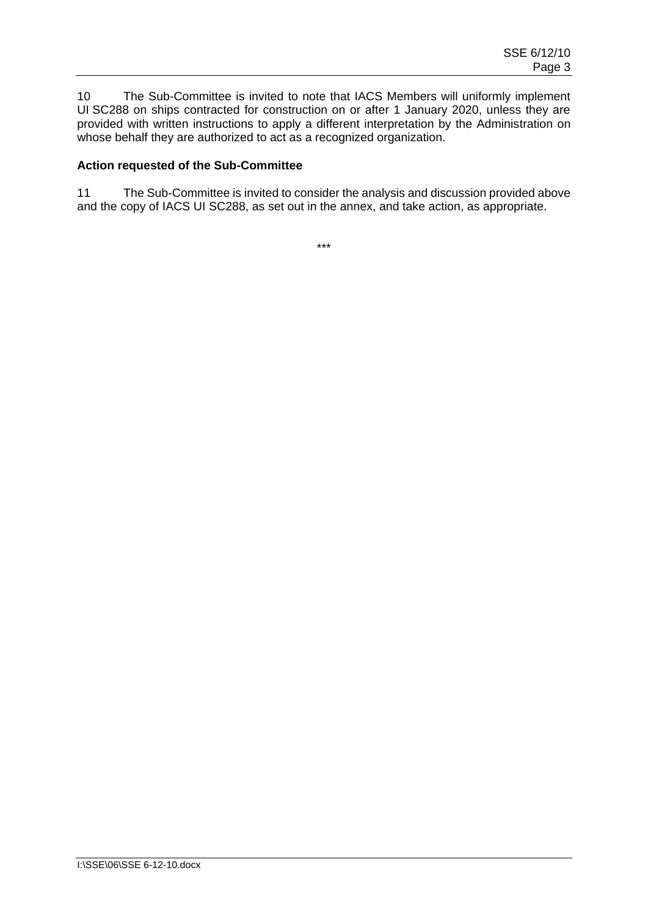10 The Sub-Committee is invited to note that IACS Members will uniformly implement UI SC288 on ships contracted for construction on or after 1 January 2020, unless they are provided with written instructions to apply a different interpretation by the Administration on whose behalf they are authorized to act as a recognized organization.

**Action requested of the Sub-Committee**

11 The Sub-Committee is invited to consider the analysis and discussion provided above and the copy of IACS UI SC288, as set out in the annex, and take action, as appropriate.

***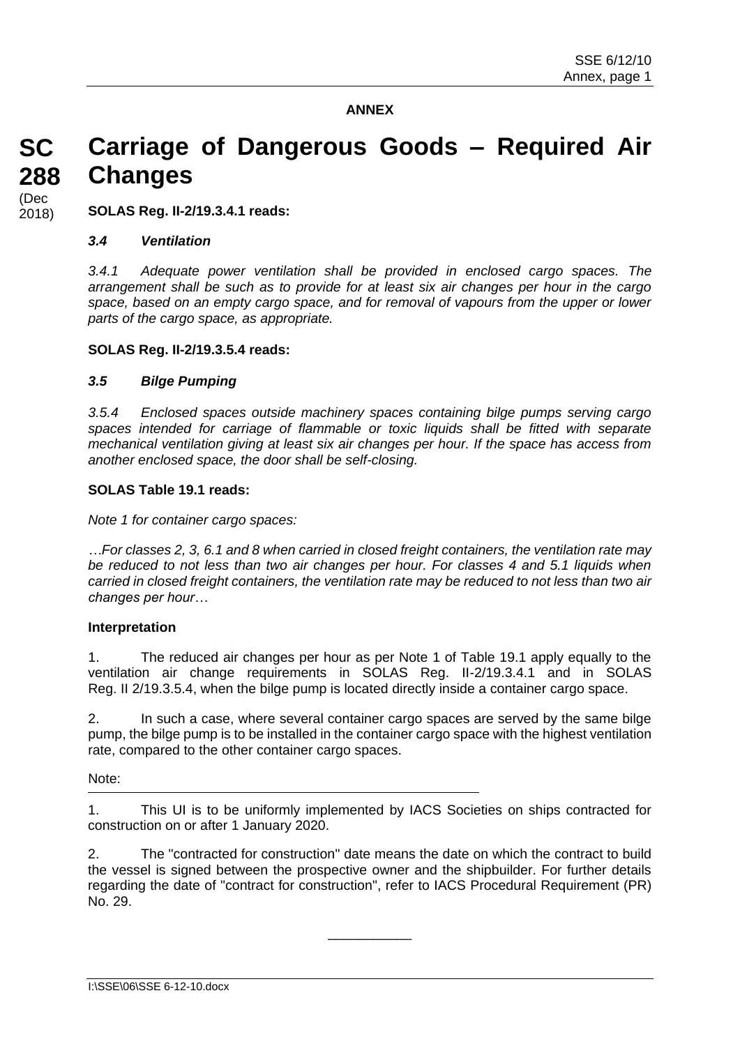**ANNEX**

# SC 288 (Dec 2018) Carriage of Dangerous Goods – Required Air Changes

**SOLAS Reg. II-2/19.3.4.1 reads:**

***3.4 Ventilation***

*3.4.1 Adequate power ventilation shall be provided in enclosed cargo spaces. The arrangement shall be such as to provide for at least six air changes per hour in the cargo space, based on an empty cargo space, and for removal of vapours from the upper or lower parts of the cargo space, as appropriate.*

**SOLAS Reg. II-2/19.3.5.4 reads:**

***3.5 Bilge Pumping***

*3.5.4 Enclosed spaces outside machinery spaces containing bilge pumps serving cargo spaces intended for carriage of flammable or toxic liquids shall be fitted with separate mechanical ventilation giving at least six air changes per hour. If the space has access from another enclosed space, the door shall be self-closing.*

**SOLAS Table 19.1 reads:**

*Note 1 for container cargo spaces:*

*…For classes 2, 3, 6.1 and 8 when carried in closed freight containers, the ventilation rate may be reduced to not less than two air changes per hour. For classes 4 and 5.1 liquids when carried in closed freight containers, the ventilation rate may be reduced to not less than two air changes per hour…*

**Interpretation**

1. The reduced air changes per hour as per Note 1 of Table 19.1 apply equally to the ventilation air change requirements in SOLAS Reg. II-2/19.3.4.1 and in SOLAS Reg. II 2/19.3.5.4, when the bilge pump is located directly inside a container cargo space.

2. In such a case, where several container cargo spaces are served by the same bilge pump, the bilge pump is to be installed in the container cargo space with the highest ventilation rate, compared to the other container cargo spaces.

Note:

1. This UI is to be uniformly implemented by IACS Societies on ships contracted for construction on or after 1 January 2020.

2. The "contracted for construction" date means the date on which the contract to build the vessel is signed between the prospective owner and the shipbuilder. For further details regarding the date of "contract for construction", refer to IACS Procedural Requirement (PR) No. 29.

___________